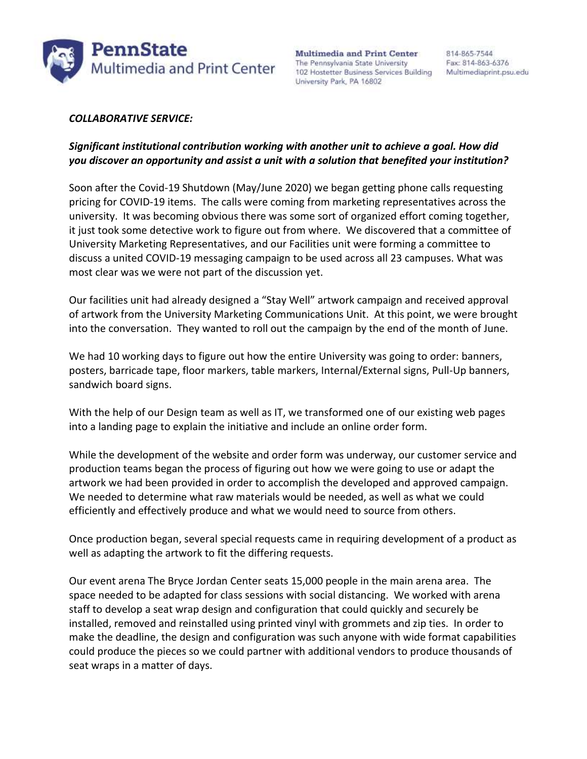**PennState Multimedia and Print Center**

**Multimedia and Print Center**
The Pennsylvania State University
102 Hostetter Business Services Building
University Park, PA 16802

814-865-7544
Fax: 814-863-6376
Multimediaprint.psu.edu

***COLLABORATIVE SERVICE:***

***Significant institutional contribution working with another unit to achieve a goal. How did you discover an opportunity and assist a unit with a solution that benefited your institution?***

Soon after the Covid-19 Shutdown (May/June 2020) we began getting phone calls requesting pricing for COVID-19 items. The calls were coming from marketing representatives across the university. It was becoming obvious there was some sort of organized effort coming together, it just took some detective work to figure out from where. We discovered that a committee of University Marketing Representatives, and our Facilities unit were forming a committee to discuss a united COVID-19 messaging campaign to be used across all 23 campuses. What was most clear was we were not part of the discussion yet.

Our facilities unit had already designed a "Stay Well" artwork campaign and received approval of artwork from the University Marketing Communications Unit. At this point, we were brought into the conversation. They wanted to roll out the campaign by the end of the month of June.

We had 10 working days to figure out how the entire University was going to order: banners, posters, barricade tape, floor markers, table markers, Internal/External signs, Pull-Up banners, sandwich board signs.

With the help of our Design team as well as IT, we transformed one of our existing web pages into a landing page to explain the initiative and include an online order form.

While the development of the website and order form was underway, our customer service and production teams began the process of figuring out how we were going to use or adapt the artwork we had been provided in order to accomplish the developed and approved campaign. We needed to determine what raw materials would be needed, as well as what we could efficiently and effectively produce and what we would need to source from others.

Once production began, several special requests came in requiring development of a product as well as adapting the artwork to fit the differing requests.

Our event arena The Bryce Jordan Center seats 15,000 people in the main arena area. The space needed to be adapted for class sessions with social distancing. We worked with arena staff to develop a seat wrap design and configuration that could quickly and securely be installed, removed and reinstalled using printed vinyl with grommets and zip ties. In order to make the deadline, the design and configuration was such anyone with wide format capabilities could produce the pieces so we could partner with additional vendors to produce thousands of seat wraps in a matter of days.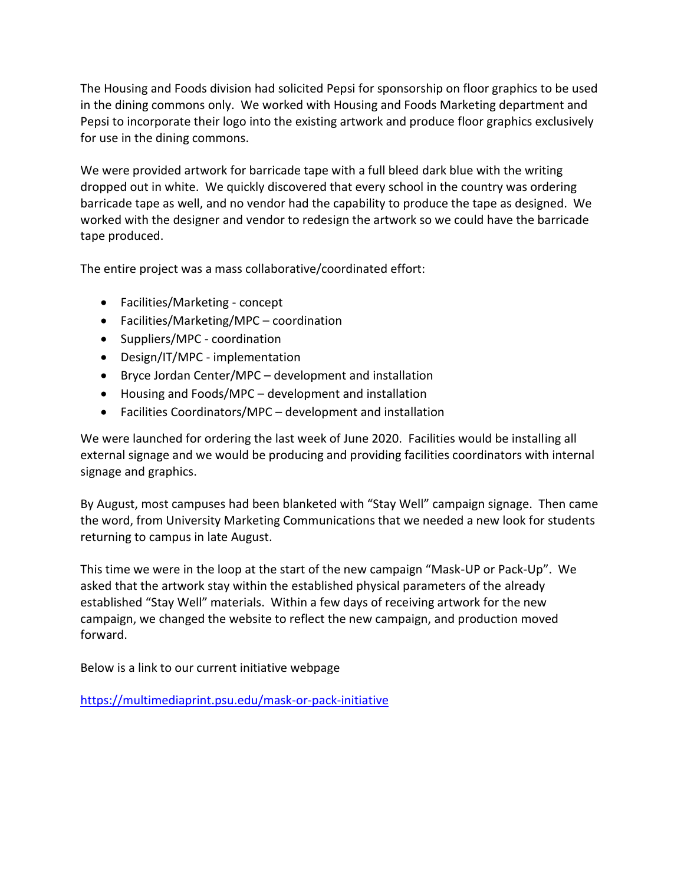The Housing and Foods division had solicited Pepsi for sponsorship on floor graphics to be used in the dining commons only. We worked with Housing and Foods Marketing department and Pepsi to incorporate their logo into the existing artwork and produce floor graphics exclusively for use in the dining commons.

We were provided artwork for barricade tape with a full bleed dark blue with the writing dropped out in white. We quickly discovered that every school in the country was ordering barricade tape as well, and no vendor had the capability to produce the tape as designed. We worked with the designer and vendor to redesign the artwork so we could have the barricade tape produced.

The entire project was a mass collaborative/coordinated effort:

- Facilities/Marketing - concept
- Facilities/Marketing/MPC – coordination
- Suppliers/MPC - coordination
- Design/IT/MPC - implementation
- Bryce Jordan Center/MPC – development and installation
- Housing and Foods/MPC – development and installation
- Facilities Coordinators/MPC – development and installation

We were launched for ordering the last week of June 2020. Facilities would be installing all external signage and we would be producing and providing facilities coordinators with internal signage and graphics.

By August, most campuses had been blanketed with "Stay Well" campaign signage. Then came the word, from University Marketing Communications that we needed a new look for students returning to campus in late August.

This time we were in the loop at the start of the new campaign "Mask-UP or Pack-Up". We asked that the artwork stay within the established physical parameters of the already established "Stay Well" materials. Within a few days of receiving artwork for the new campaign, we changed the website to reflect the new campaign, and production moved forward.

Below is a link to our current initiative webpage

https://multimediaprint.psu.edu/mask-or-pack-initiative